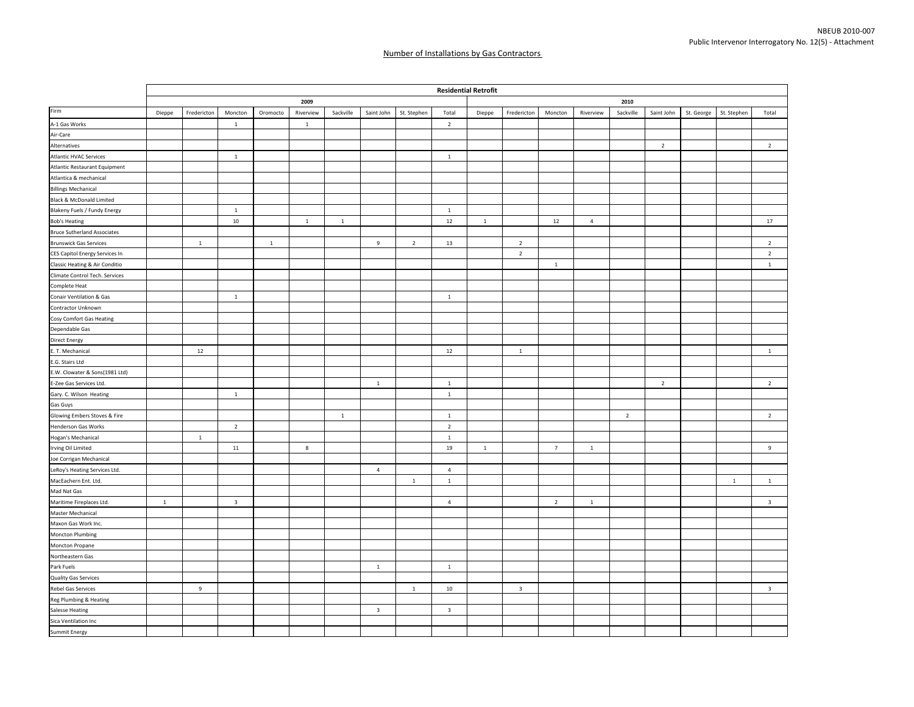NBEUB 2010-007
Public Intervenor Interrogatory No. 12(5) - Attachment

Number of Installations by Gas Contractors

| | Residential Retrofit | | | | | | | | | | | | | | | | | |
|---|---|---|---|---|---|---|---|---|---|---|---|---|---|---|---|---|---|---|
| | 2009 | | | | | | | | | 2010 | | | | | | | | |
| Firm | Dieppe | Fredericton | Moncton | Oromocto | Riverview | Sackville | Saint John | St. Stephen | Total | Dieppe | Fredericton | Moncton | Riverview | Sackville | Saint John | St. George | St. Stephen | Total |
| A-1 Gas Works | | | 1 | | 1 | | | | 2 | | | | | | | | | |
| Air-Care | | | | | | | | | | | | | | | | | | |
| Alternatives | | | | | | | | | | | | | | | 2 | | | 2 |
| Atlantic HVAC Services | | | 1 | | | | | | 1 | | | | | | | | | |
| Atlantic Restaurant Equipment | | | | | | | | | | | | | | | | | | |
| Atlantica & mechanical | | | | | | | | | | | | | | | | | | |
| Billings Mechanical | | | | | | | | | | | | | | | | | | |
| Black & McDonald Limited | | | | | | | | | | | | | | | | | | |
| Blakeny Fuels / Fundy Energy | | | 1 | | | | | | 1 | | | | | | | | | |
| Bob's Heating | | | 10 | | 1 | 1 | | | 12 | 1 | | 12 | 4 | | | | | 17 |
| Bruce Sutherland Associates | | | | | | | | | | | | | | | | | | |
| Brunswick Gas Services | | 1 | | 1 | | | 9 | 2 | 13 | | 2 | | | | | | | 2 |
| CES Capitol Energy Services In | | | | | | | | | | | 2 | | | | | | | 2 |
| Classic Heating & Air Conditio | | | | | | | | | | | | 1 | | | | | | 1 |
| Climate Control Tech. Services | | | | | | | | | | | | | | | | | | |
| Complete Heat | | | | | | | | | | | | | | | | | | |
| Conair Ventilation & Gas | | | 1 | | | | | | 1 | | | | | | | | | |
| Contractor Unknown | | | | | | | | | | | | | | | | | | |
| Cosy Comfort Gas Heating | | | | | | | | | | | | | | | | | | |
| Dependable Gas | | | | | | | | | | | | | | | | | | |
| Direct Energy | | | | | | | | | | | | | | | | | | |
| E. T. Mechanical | | 12 | | | | | | | 12 | | 1 | | | | | | | 1 |
| E.G. Stairs Ltd | | | | | | | | | | | | | | | | | | |
| E.W. Clowater & Sons(1981 Ltd) | | | | | | | | | | | | | | | | | | |
| E-Zee Gas Services Ltd. | | | | | | | 1 | | 1 | | | | | | 2 | | | 2 |
| Gary. C. Wilson Heating | | | 1 | | | | | | 1 | | | | | | | | | |
| Gas Guys | | | | | | | | | | | | | | | | | | |
| Glowing Embers Stoves & Fire | | | | | | 1 | | | 1 | | | | | 2 | | | | 2 |
| Henderson Gas Works | | | 2 | | | | | | 2 | | | | | | | | | |
| Hogan's Mechanical | | 1 | | | | | | | 1 | | | | | | | | | |
| Irving Oil Limited | | | 11 | | 8 | | | | 19 | 1 | | 7 | 1 | | | | | 9 |
| Joe Corrigan Mechanical | | | | | | | | | | | | | | | | | | |
| LeRoy's Heating Services Ltd. | | | | | | | 4 | | 4 | | | | | | | | | |
| MacEachern Ent. Ltd. | | | | | | | | 1 | 1 | | | | | | | | 1 | 1 |
| Mad Nat Gas | | | | | | | | | | | | | | | | | | |
| Maritime Fireplaces Ltd. | 1 | | 3 | | | | | | 4 | | | 2 | 1 | | | | | 3 |
| Master Mechanical | | | | | | | | | | | | | | | | | | |
| Maxon Gas Work Inc. | | | | | | | | | | | | | | | | | | |
| Moncton Plumbing | | | | | | | | | | | | | | | | | | |
| Moncton Propane | | | | | | | | | | | | | | | | | | |
| Northeastern Gas | | | | | | | | | | | | | | | | | | |
| Park Fuels | | | | | | | 1 | | 1 | | | | | | | | | |
| Quality Gas Services | | | | | | | | | | | | | | | | | | |
| Rebel Gas Services | | 9 | | | | | | 1 | 10 | | 3 | | | | | | | 3 |
| Reg Plumbing & Heating | | | | | | | | | | | | | | | | | | |
| Salesse Heating | | | | | | | 3 | | 3 | | | | | | | | | |
| Sica Ventilation Inc | | | | | | | | | | | | | | | | | | |
| Summit Energy | | | | | | | | | | | | | | | | | | |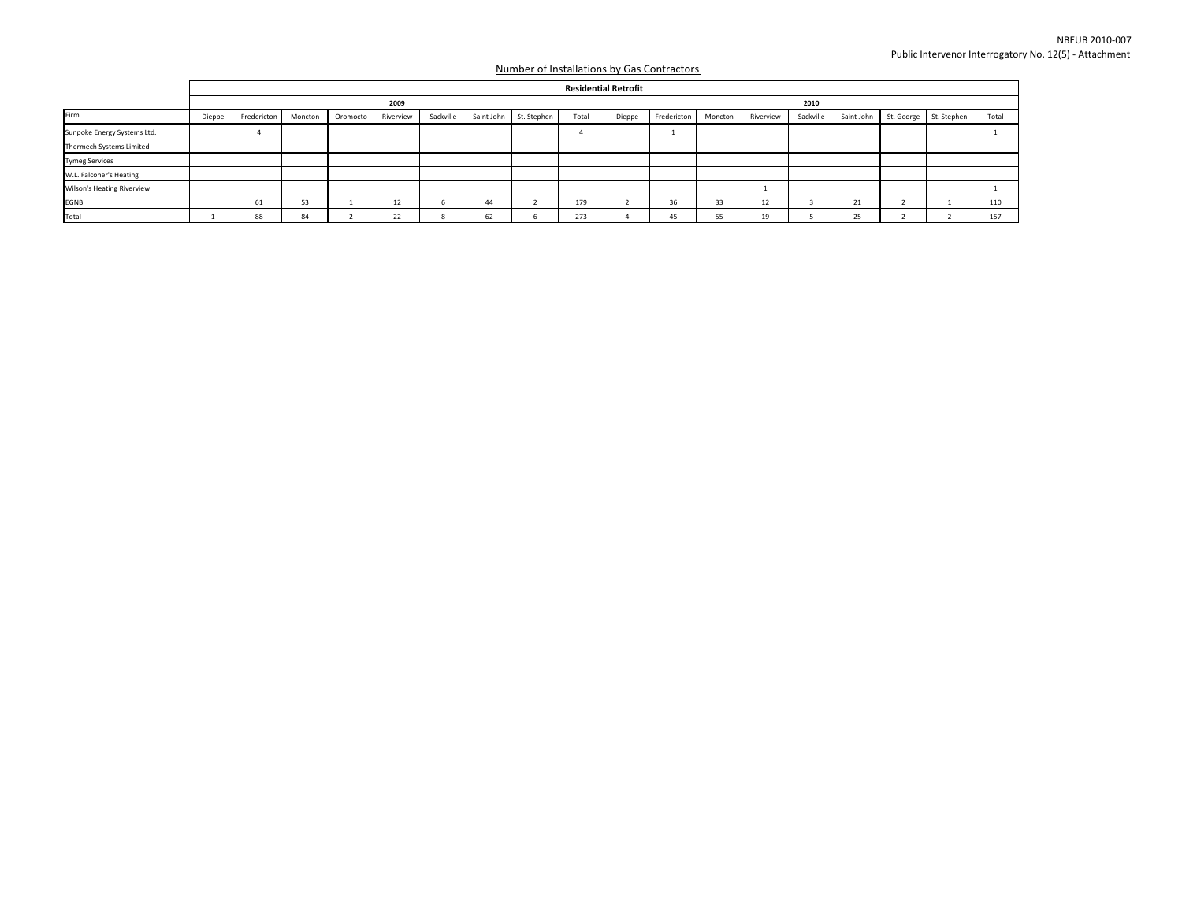NBEUB 2010-007
Public Intervenor Interrogatory No. 12(5) - Attachment

Number of Installations by Gas Contractors

| | Residential Retrofit | | | | | | | | | | | | | | | | | | |
|---|---|---|---|---|---|---|---|---|---|---|---|---|---|---|---|---|---|---|---|
| | 2009 | | | | | | | | | 2010 | | | | | | | | | |
| Firm | Dieppe | Fredericton | Moncton | Oromocto | Riverview | Sackville | Saint John | St. Stephen | Total | Dieppe | Fredericton | Moncton | Riverview | Sackville | Saint John | St. George | St. Stephen | Total |
| Sunpoke Energy Systems Ltd. | | 4 | | | | | | | 4 | | 1 | | | | | | | 1 |
| Thermech Systems Limited | | | | | | | | | | | | | | | | | | |
| Tymeg Services | | | | | | | | | | | | | | | | | | |
| W.L. Falconer's Heating | | | | | | | | | | | | | | | | | | |
| Wilson's Heating Riverview | | | | | | | | | | | | | 1 | | | | | 1 |
| EGNB | | 61 | 53 | 1 | 12 | 6 | 44 | 2 | 179 | 2 | 36 | 33 | 12 | 3 | 21 | 2 | 1 | 110 |
| Total | 1 | 88 | 84 | 2 | 22 | 8 | 62 | 6 | 273 | 4 | 45 | 55 | 19 | 5 | 25 | 2 | 2 | 157 |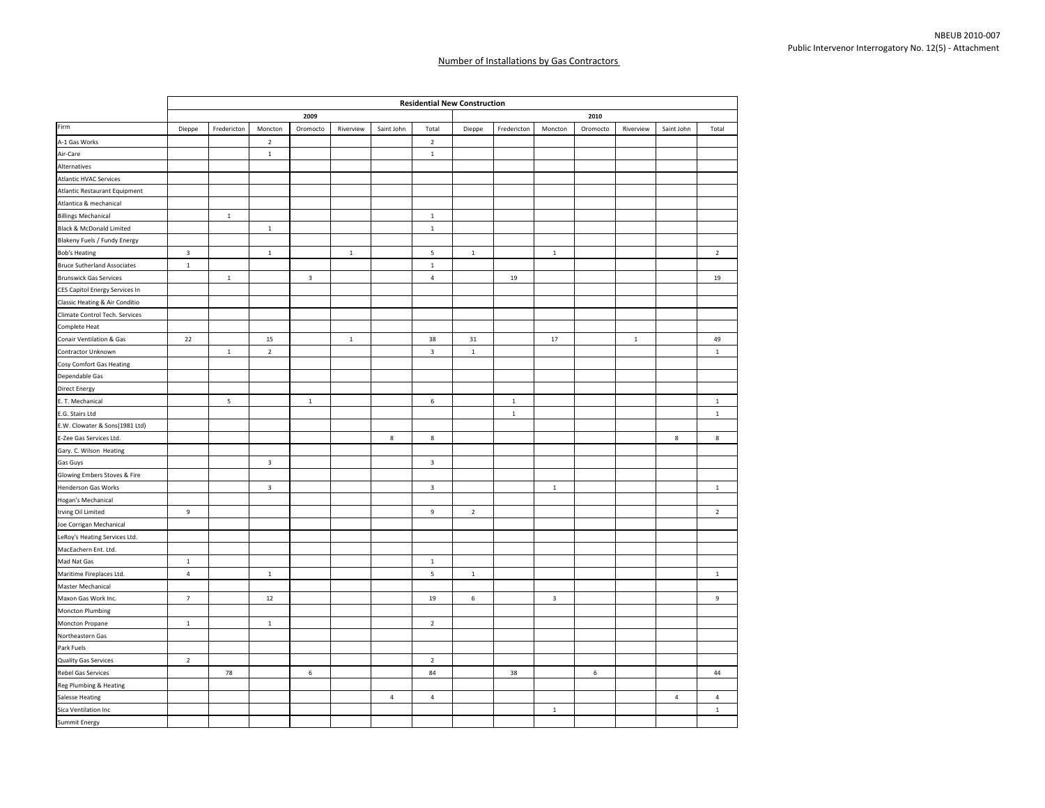NBEUB 2010-007
Public Intervenor Interrogatory No. 12(5) - Attachment

## Number of Installations by Gas Contractors

| | Residential New Construction | | | | | | | | | | | | | |
|---|---|---|---|---|---|---|---|---|---|---|---|---|---|---|
| | 2009 | | | | | | | 2010 | | | | | | |
| Firm | Dieppe | Fredericton | Moncton | Oromocto | Riverview | Saint John | Total | Dieppe | Fredericton | Moncton | Oromocto | Riverview | Saint John | Total |
| A-1 Gas Works | | | 2 | | | | 2 | | | | | | | |
| Air-Care | | | 1 | | | | 1 | | | | | | | |
| Alternatives | | | | | | | | | | | | | | |
| Atlantic HVAC Services | | | | | | | | | | | | | | |
| Atlantic Restaurant Equipment | | | | | | | | | | | | | | |
| Atlantica & mechanical | | | | | | | | | | | | | | |
| Billings Mechanical | | 1 | | | | | 1 | | | | | | | |
| Black & McDonald Limited | | | 1 | | | | 1 | | | | | | | |
| Blakeny Fuels / Fundy Energy | | | | | | | | | | | | | | |
| Bob's Heating | 3 | | 1 | | 1 | | 5 | 1 | | 1 | | | | 2 |
| Bruce Sutherland Associates | 1 | | | | | | 1 | | | | | | | |
| Brunswick Gas Services | | 1 | | 3 | | | 4 | | 19 | | | | | 19 |
| CES Capitol Energy Services In | | | | | | | | | | | | | | |
| Classic Heating & Air Conditio | | | | | | | | | | | | | | |
| Climate Control Tech. Services | | | | | | | | | | | | | | |
| Complete Heat | | | | | | | | | | | | | | |
| Conair Ventilation & Gas | 22 | | 15 | | 1 | | 38 | 31 | | 17 | | 1 | | 49 |
| Contractor Unknown | | 1 | 2 | | | | 3 | 1 | | | | | | 1 |
| Cosy Comfort Gas Heating | | | | | | | | | | | | | | |
| Dependable Gas | | | | | | | | | | | | | | |
| Direct Energy | | | | | | | | | | | | | | |
| E. T. Mechanical | | 5 | | 1 | | | 6 | | 1 | | | | | 1 |
| E.G. Stairs Ltd | | | | | | | | | 1 | | | | | 1 |
| E.W. Clowater & Sons(1981 Ltd) | | | | | | | | | | | | | | |
| E-Zee Gas Services Ltd. | | | | | | 8 | 8 | | | | | | 8 | 8 |
| Gary. C. Wilson Heating | | | | | | | | | | | | | | |
| Gas Guys | | | 3 | | | | 3 | | | | | | | |
| Glowing Embers Stoves & Fire | | | | | | | | | | | | | | |
| Henderson Gas Works | | | 3 | | | | 3 | | | 1 | | | | 1 |
| Hogan's Mechanical | | | | | | | | | | | | | | |
| Irving Oil Limited | 9 | | | | | | 9 | 2 | | | | | | 2 |
| Joe Corrigan Mechanical | | | | | | | | | | | | | | |
| LeRoy's Heating Services Ltd. | | | | | | | | | | | | | | |
| MacEachern Ent. Ltd. | | | | | | | | | | | | | | |
| Mad Nat Gas | 1 | | | | | | 1 | | | | | | | |
| Maritime Fireplaces Ltd. | 4 | | 1 | | | | 5 | 1 | | | | | | 1 |
| Master Mechanical | | | | | | | | | | | | | | |
| Maxon Gas Work Inc. | 7 | | 12 | | | | 19 | 6 | | 3 | | | | 9 |
| Moncton Plumbing | | | | | | | | | | | | | | |
| Moncton Propane | 1 | | 1 | | | | 2 | | | | | | | |
| Northeastern Gas | | | | | | | | | | | | | | |
| Park Fuels | | | | | | | | | | | | | | |
| Quality Gas Services | 2 | | | | | | 2 | | | | | | | |
| Rebel Gas Services | | 78 | | 6 | | | 84 | | 38 | | 6 | | | 44 |
| Reg Plumbing & Heating | | | | | | | | | | | | | | |
| Salesse Heating | | | | | | 4 | 4 | | | | | | 4 | 4 |
| Sica Ventilation Inc | | | | | | | | | | 1 | | | | 1 |
| Summit Energy | | | | | | | | | | | | | | |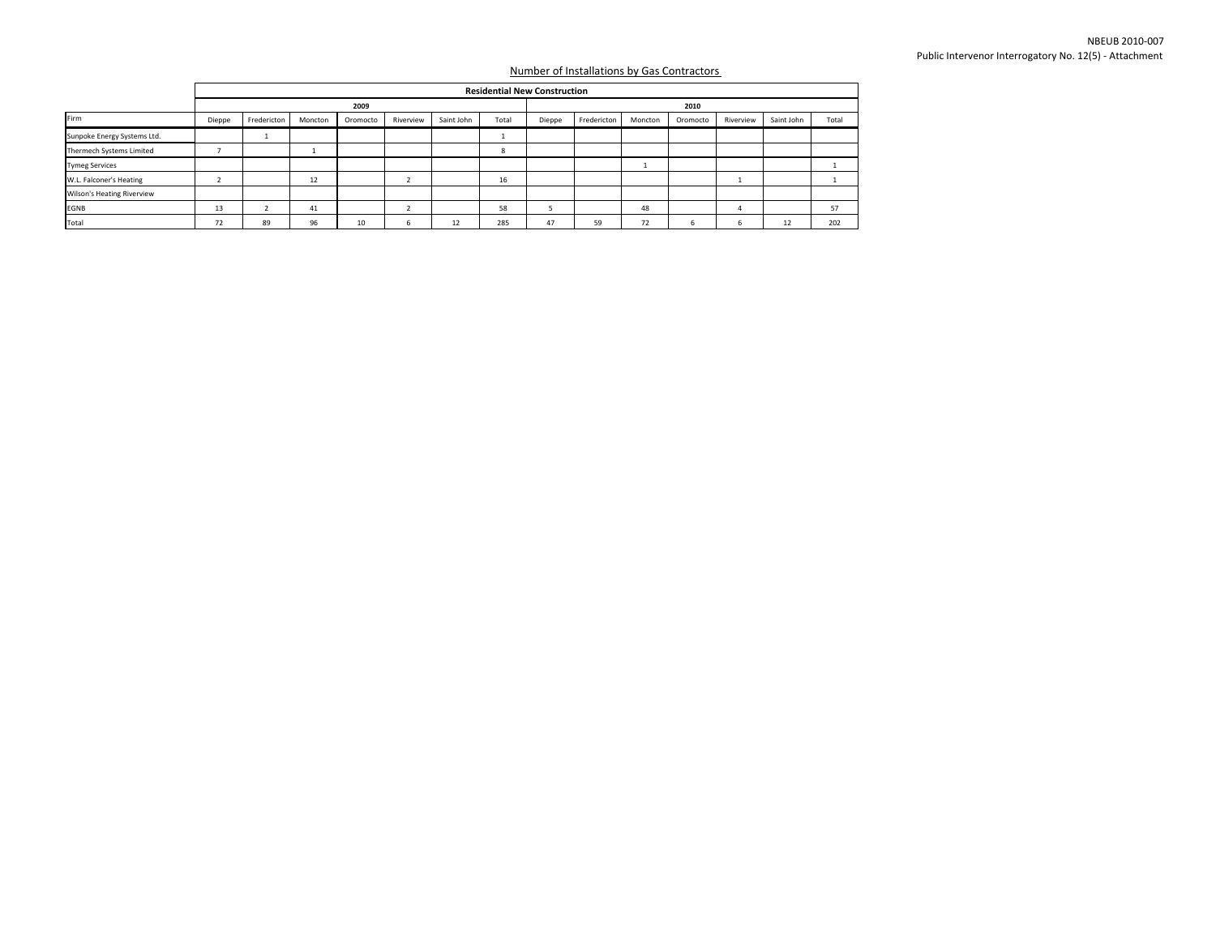NBEUB 2010-007
Public Intervenor Interrogatory No. 12(5) - Attachment

Number of Installations by Gas Contractors

| | Residential New Construction | | | | | | | | | | | | | |
|---|---|---|---|---|---|---|---|---|---|---|---|---|---|---|
| | 2009 | | | | | | | 2010 | | | | | | |
| Firm | Dieppe | Fredericton | Moncton | Oromocto | Riverview | Saint John | Total | Dieppe | Fredericton | Moncton | Oromocto | Riverview | Saint John | Total |
| Sunpoke Energy Systems Ltd. | | 1 | | | | | 1 | | | | | | | |
| Thermech Systems Limited | 7 | | 1 | | | | 8 | | | | | | | |
| Tymeg Services | | | | | | | | | | 1 | | | | 1 |
| W.L. Falconer's Heating | 2 | | 12 | | 2 | | 16 | | | | | 1 | | 1 |
| Wilson's Heating Riverview | | | | | | | | | | | | | | |
| EGNB | 13 | 2 | 41 | | 2 | | 58 | 5 | | 48 | | 4 | | 57 |
| Total | 72 | 89 | 96 | 10 | 6 | 12 | 285 | 47 | 59 | 72 | 6 | 6 | 12 | 202 |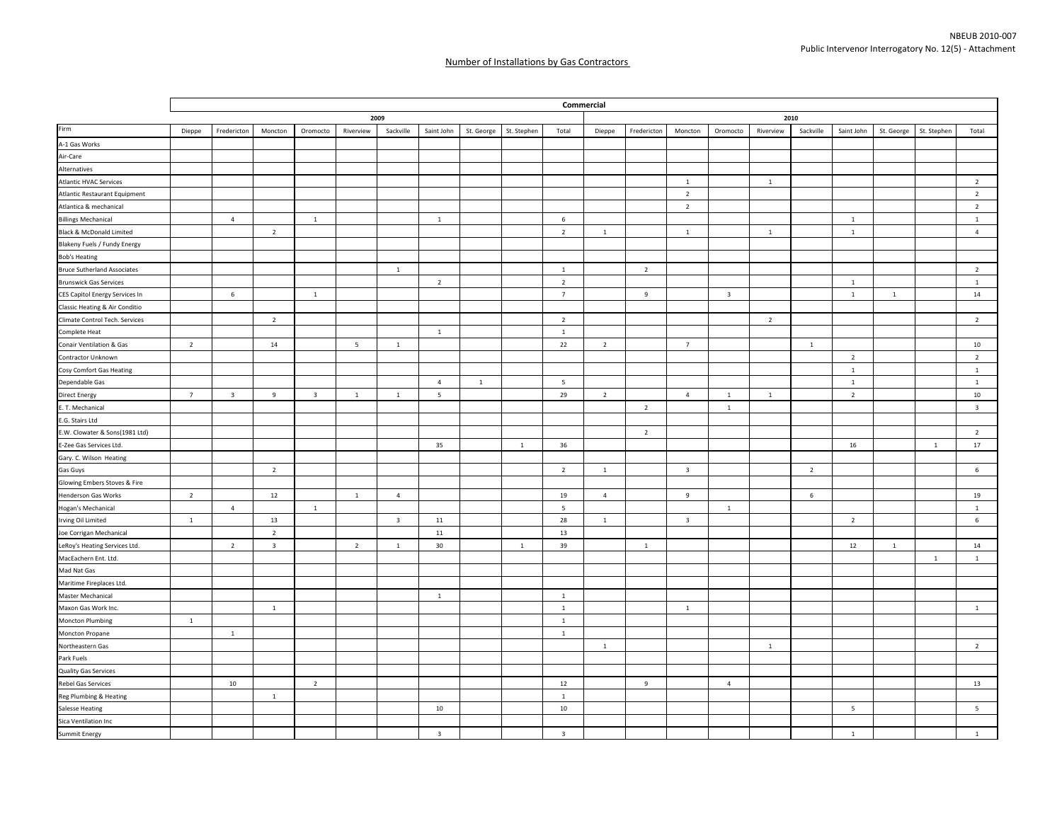Number of Installations by Gas Contractors

| Firm | Commercial | | | | | | | | | | | | | | | | | | | |
|---|---|---|---|---|---|---|---|---|---|---|---|---|---|---|---|---|---|---|---|---|
| | 2009 | | | | | | | | | | 2010 | | | | | | | | | |
| | Dieppe | Fredericton | Moncton | Oromocto | Riverview | Sackville | Saint John | St. George | St. Stephen | Total | Dieppe | Fredericton | Moncton | Oromocto | Riverview | Sackville | Saint John | St. George | St. Stephen | Total |
| A-1 Gas Works | | | | | | | | | | | | | | | | | | | | |
| Air-Care | | | | | | | | | | | | | | | | | | | | |
| Alternatives | | | | | | | | | | | | | | | | | | | | |
| Atlantic HVAC Services | | | | | | | | | | | | | 1 | | 1 | | | | | 2 |
| Atlantic Restaurant Equipment | | | | | | | | | | | | | 2 | | | | | | | 2 |
| Atlantica & mechanical | | | | | | | | | | | | | 2 | | | | | | | 2 |
| Billings Mechanical | | 4 | | 1 | | | 1 | | | 6 | | | | | | | 1 | | | 1 |
| Black & McDonald Limited | | | 2 | | | | | | | 2 | 1 | | 1 | | 1 | | 1 | | | 4 |
| Blakeny Fuels / Fundy Energy | | | | | | | | | | | | | | | | | | | | |
| Bob's Heating | | | | | | | | | | | | | | | | | | | | |
| Bruce Sutherland Associates | | | | | | 1 | | | | 1 | | 2 | | | | | | | | 2 |
| Brunswick Gas Services | | | | | | | 2 | | | 2 | | | | | | | 1 | | | 1 |
| CES Capitol Energy Services In | | 6 | | 1 | | | | | | 7 | | 9 | | 3 | | | 1 | 1 | | 14 |
| Classic Heating & Air Conditio | | | | | | | | | | | | | | | | | | | | |
| Climate Control Tech. Services | | | 2 | | | | | | | 2 | | | | | 2 | | | | | 2 |
| Complete Heat | | | | | | | 1 | | | 1 | | | | | | | | | | |
| Conair Ventilation & Gas | 2 | | 14 | | 5 | 1 | | | | 22 | 2 | | 7 | | | 1 | | | | 10 |
| Contractor Unknown | | | | | | | | | | | | | | | | | 2 | | | 2 |
| Cosy Comfort Gas Heating | | | | | | | | | | | | | | | | | 1 | | | 1 |
| Dependable Gas | | | | | | | 4 | 1 | | 5 | | | | | | | 1 | | | 1 |
| Direct Energy | 7 | 3 | 9 | 3 | 1 | 1 | 5 | | | 29 | 2 | | 4 | 1 | 1 | | 2 | | | 10 |
| E. T. Mechanical | | | | | | | | | | | | 2 | | 1 | | | | | | 3 |
| E.G. Stairs Ltd | | | | | | | | | | | | | | | | | | | | |
| E.W. Clowater & Sons(1981 Ltd) | | | | | | | | | | | | 2 | | | | | | | | 2 |
| E-Zee Gas Services Ltd. | | | | | | | 35 | | 1 | 36 | | | | | | | 16 | | 1 | 17 |
| Gary. C. Wilson Heating | | | | | | | | | | | | | | | | | | | | |
| Gas Guys | | | 2 | | | | | | | 2 | 1 | | 3 | | | 2 | | | | 6 |
| Glowing Embers Stoves & Fire | | | | | | | | | | | | | | | | | | | | |
| Henderson Gas Works | 2 | | 12 | | 1 | 4 | | | | 19 | 4 | | 9 | | | 6 | | | | 19 |
| Hogan's Mechanical | | 4 | | 1 | | | | | | 5 | | | | 1 | | | | | | 1 |
| Irving Oil Limited | 1 | | 13 | | | 3 | 11 | | | 28 | 1 | | 3 | | | | 2 | | | 6 |
| Joe Corrigan Mechanical | | | 2 | | | | 11 | | | 13 | | | | | | | | | | |
| LeRoy's Heating Services Ltd. | | 2 | 3 | | 2 | 1 | 30 | | 1 | 39 | | 1 | | | | | 12 | 1 | | 14 |
| MacEachern Ent. Ltd. | | | | | | | | | | | | | | | | | | | 1 | 1 |
| Mad Nat Gas | | | | | | | | | | | | | | | | | | | | |
| Maritime Fireplaces Ltd. | | | | | | | | | | | | | | | | | | | | |
| Master Mechanical | | | | | | | 1 | | | 1 | | | | | | | | | | |
| Maxon Gas Work Inc. | | | 1 | | | | | | | 1 | | | 1 | | | | | | | 1 |
| Moncton Plumbing | 1 | | | | | | | | | 1 | | | | | | | | | | |
| Moncton Propane | | 1 | | | | | | | | 1 | | | | | | | | | | |
| Northeastern Gas | | | | | | | | | | | 1 | | | | 1 | | | | | 2 |
| Park Fuels | | | | | | | | | | | | | | | | | | | | |
| Quality Gas Services | | | | | | | | | | | | | | | | | | | | |
| Rebel Gas Services | | 10 | | 2 | | | | | | 12 | | 9 | | 4 | | | | | | 13 |
| Reg Plumbing & Heating | | | 1 | | | | | | | 1 | | | | | | | | | | |
| Salesse Heating | | | | | | | 10 | | | 10 | | | | | | | 5 | | | 5 |
| Sica Ventilation Inc | | | | | | | | | | | | | | | | | | | | |
| Summit Energy | | | | | | | 3 | | | 3 | | | | | | | 1 | | | 1 |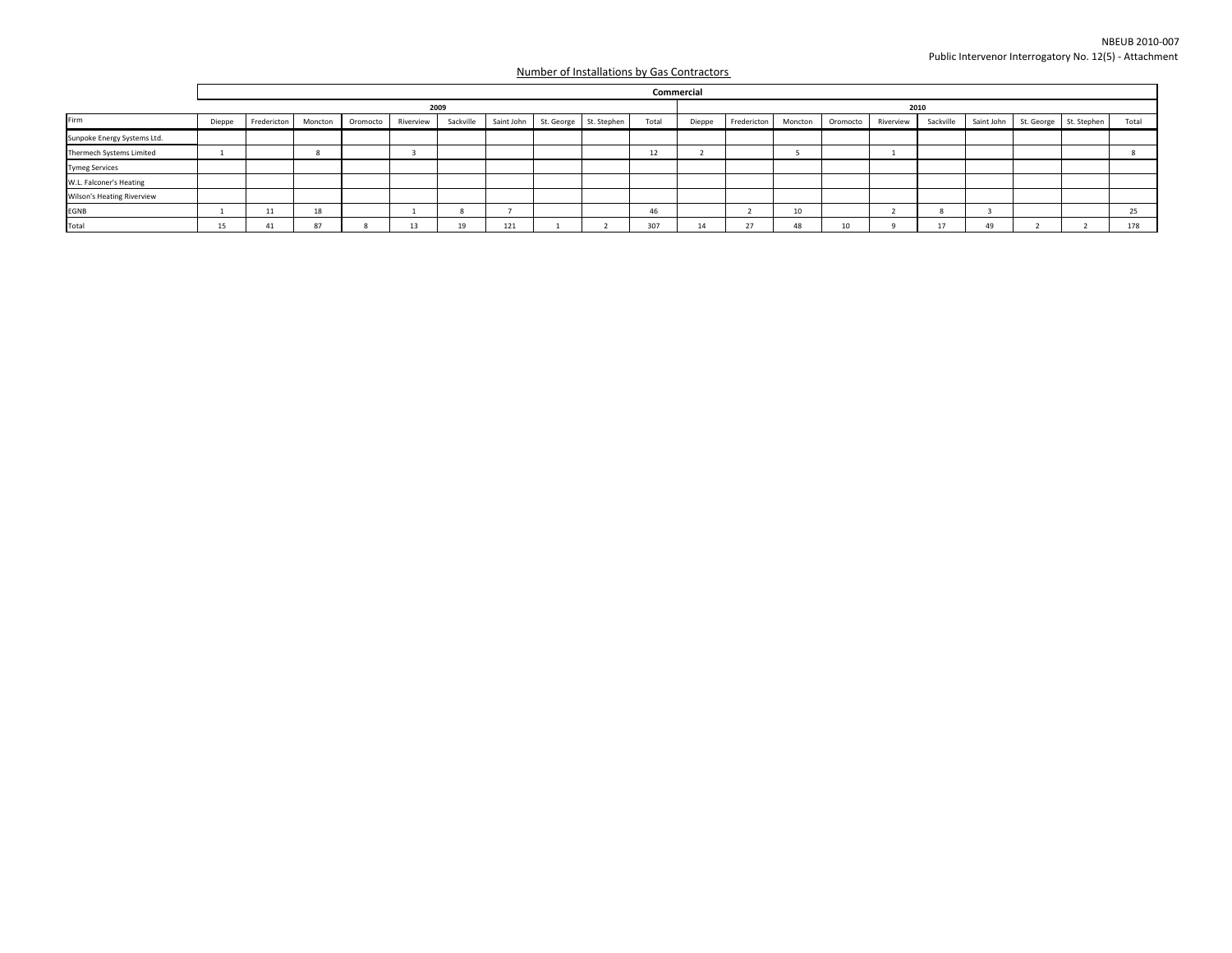## Number of Installations by Gas Contractors

| | Commercial | | | | | | | | | | | | | | | | | | | |
|---|---|---|---|---|---|---|---|---|---|---|---|---|---|---|---|---|---|---|---|---|
| | 2009 | | | | | | | | | | 2010 | | | | | | | | | |
| Firm | Dieppe | Fredericton | Moncton | Oromocto | Riverview | Sackville | Saint John | St. George | St. Stephen | Total | Dieppe | Fredericton | Moncton | Oromocto | Riverview | Sackville | Saint John | St. George | St. Stephen | Total |
| Sunpoke Energy Systems Ltd. | | | | | | | | | | | | | | | | | | | | |
| Thermech Systems Limited | 1 | | 8 | | 3 | | | | | 12 | 2 | | 5 | | 1 | | | | | 8 |
| Tymeg Services | | | | | | | | | | | | | | | | | | | | |
| W.L. Falconer's Heating | | | | | | | | | | | | | | | | | | | | |
| Wilson's Heating Riverview | | | | | | | | | | | | | | | | | | | | |
| EGNB | 1 | 11 | 18 | | 1 | 8 | 7 | | | 46 | | 2 | 10 | | 2 | 8 | 3 | | | 25 |
| Total | 15 | 41 | 87 | 8 | 13 | 19 | 121 | 1 | 2 | 307 | 14 | 27 | 48 | 10 | 9 | 17 | 49 | 2 | 2 | 178 |